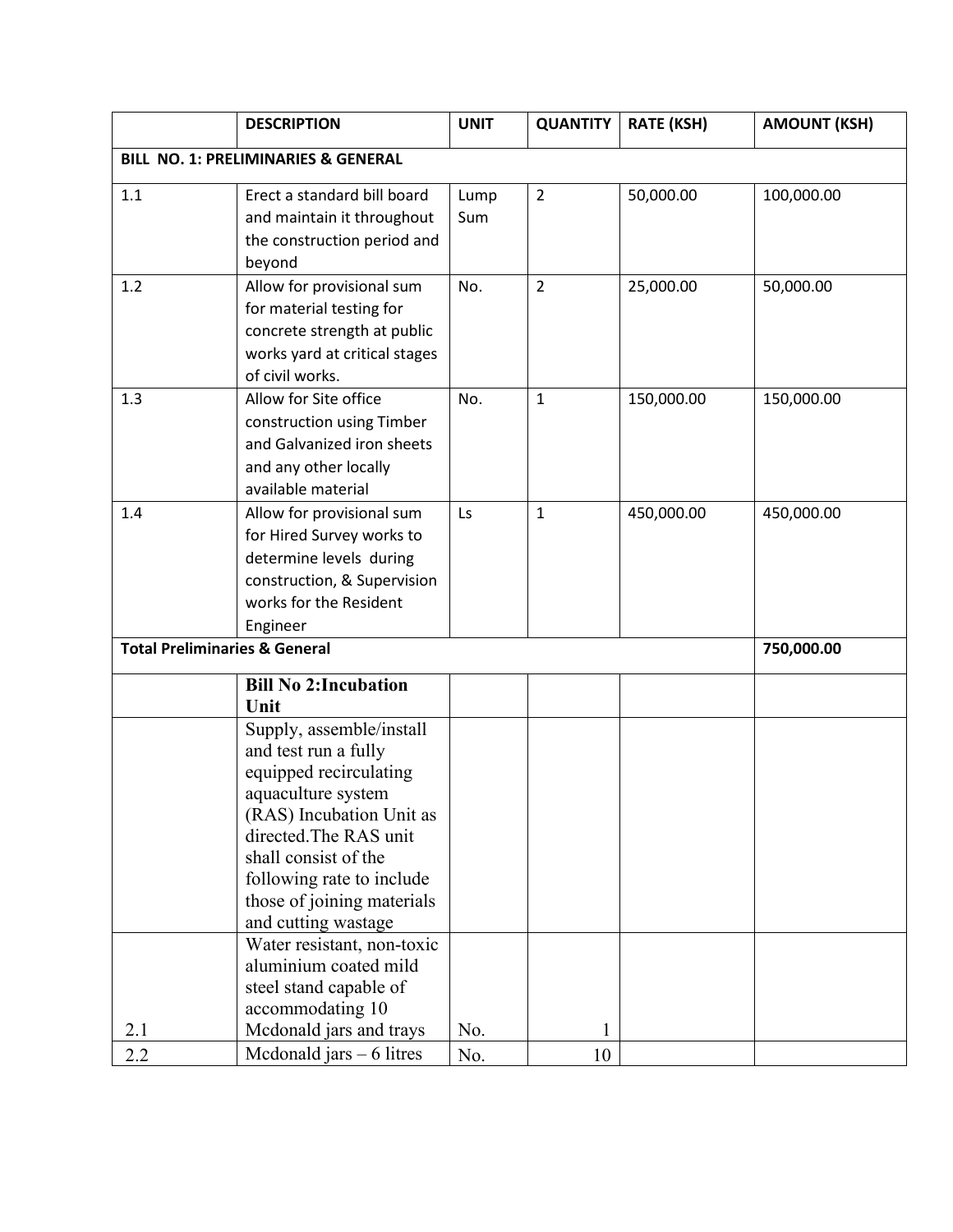| | DESCRIPTION | UNIT | QUANTITY | RATE (KSH) | AMOUNT (KSH) |
|---|---|---|---|---|---|
| **BILL NO. 1: PRELIMINARIES & GENERAL** | | | | | |
| 1.1 | Erect a standard bill board and maintain it throughout the construction period and beyond | Lump Sum | 2 | 50,000.00 | 100,000.00 |
| 1.2 | Allow for provisional sum for material testing for concrete strength at public works yard at critical stages of civil works. | No. | 2 | 25,000.00 | 50,000.00 |
| 1.3 | Allow for Site office construction using Timber and Galvanized iron sheets and any other locally available material | No. | 1 | 150,000.00 | 150,000.00 |
| 1.4 | Allow for provisional sum for Hired Survey works to determine levels during construction, & Supervision works for the Resident Engineer | Ls | 1 | 450,000.00 | 450,000.00 |
| **Total Preliminaries & General** | | | | | **750,000.00** |
| | **Bill No 2:Incubation Unit** | | | | |
| | Supply, assemble/install and test run a fully equipped recirculating aquaculture system (RAS) Incubation Unit as directed.The RAS unit shall consist of the following rate to include those of joining materials and cutting wastage | | | | |
| 2.1 | Water resistant, non-toxic aluminium coated mild steel stand capable of accommodating 10 Mcdonald jars and trays | No. | 1 | | |
| 2.2 | Mcdonald jars – 6 litres | No. | 10 | | |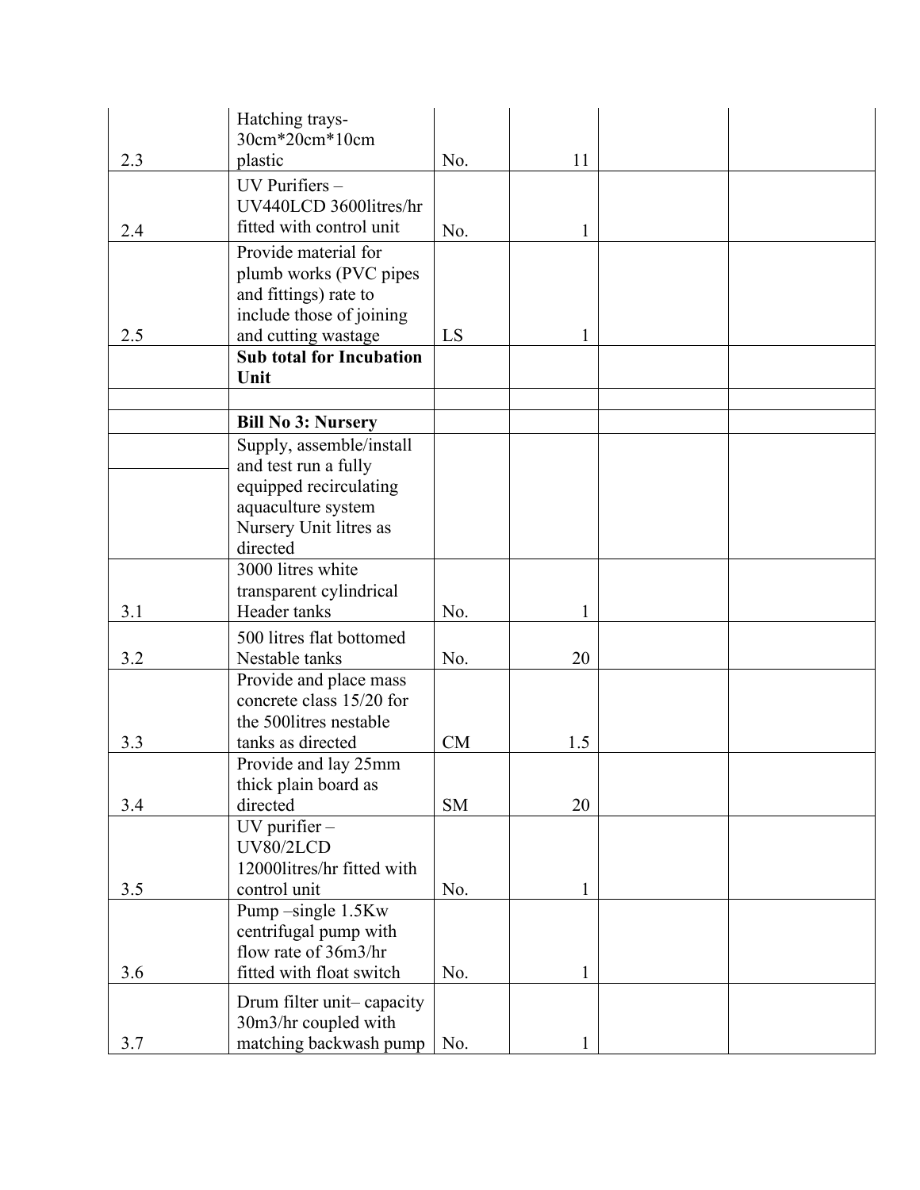| | | | | | |
|---|---|---|---|---|---|
| 2.3 | Hatching trays-30cm*20cm*10cm plastic | No. | 11 | | |
| 2.4 | UV Purifiers – UV440LCD 3600litres/hr fitted with control unit | No. | 1 | | |
| 2.5 | Provide material for plumb works (PVC pipes and fittings) rate to include those of joining and cutting wastage | LS | 1 | | |
| | **Sub total for Incubation Unit** | | | | |
| | | | | | |
| | **Bill No 3: Nursery** | | | | |
| | Supply, assemble/install and test run a fully equipped recirculating aquaculture system Nursery Unit litres as directed | | | | |
| 3.1 | 3000 litres white transparent cylindrical Header tanks | No. | 1 | | |
| 3.2 | 500 litres flat bottomed Nestable tanks | No. | 20 | | |
| 3.3 | Provide and place mass concrete class 15/20 for the 500litres nestable tanks as directed | CM | 1.5 | | |
| 3.4 | Provide and lay 25mm thick plain board as directed | SM | 20 | | |
| 3.5 | UV purifier – UV80/2LCD 12000litres/hr fitted with control unit | No. | 1 | | |
| 3.6 | Pump –single 1.5Kw centrifugal pump with flow rate of 36m3/hr fitted with float switch | No. | 1 | | |
| 3.7 | Drum filter unit– capacity 30m3/hr coupled with matching backwash pump | No. | 1 | | |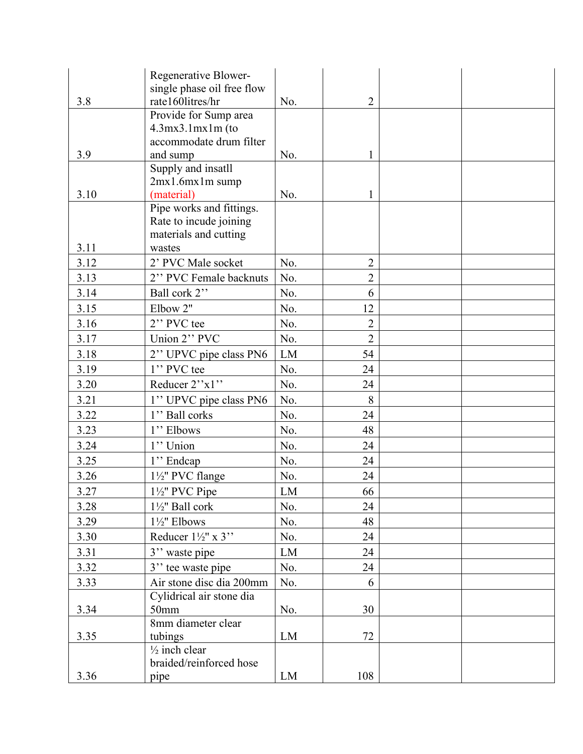| | | | | | |
|---|---|---|---|---|---|
| 3.8 | Regenerative Blower-single phase oil free flow rate160litres/hr | No. | 2 | | |
| 3.9 | Provide for Sump area 4.3mx3.1mx1m (to accommodate drum filter and sump | No. | 1 | | |
| 3.10 | Supply and insatll 2mx1.6mx1m sump (material) | No. | 1 | | |
| 3.11 | Pipe works and fittings. Rate to incude joining materials and cutting wastes | | | | |
| 3.12 | 2' PVC Male socket | No. | 2 | | |
| 3.13 | 2'' PVC Female backnuts | No. | 2 | | |
| 3.14 | Ball cork 2'' | No. | 6 | | |
| 3.15 | Elbow 2" | No. | 12 | | |
| 3.16 | 2'' PVC tee | No. | 2 | | |
| 3.17 | Union 2'' PVC | No. | 2 | | |
| 3.18 | 2'' UPVC pipe class PN6 | LM | 54 | | |
| 3.19 | 1'' PVC tee | No. | 24 | | |
| 3.20 | Reducer 2''x1'' | No. | 24 | | |
| 3.21 | 1'' UPVC pipe class PN6 | No. | 8 | | |
| 3.22 | 1'' Ball corks | No. | 24 | | |
| 3.23 | 1'' Elbows | No. | 48 | | |
| 3.24 | 1'' Union | No. | 24 | | |
| 3.25 | 1'' Endcap | No. | 24 | | |
| 3.26 | 1½" PVC flange | No. | 24 | | |
| 3.27 | 1½" PVC Pipe | LM | 66 | | |
| 3.28 | 1½" Ball cork | No. | 24 | | |
| 3.29 | 1½" Elbows | No. | 48 | | |
| 3.30 | Reducer 1½" x 3'' | No. | 24 | | |
| 3.31 | 3'' waste pipe | LM | 24 | | |
| 3.32 | 3'' tee waste pipe | No. | 24 | | |
| 3.33 | Air stone disc dia 200mm | No. | 6 | | |
| 3.34 | Cylidrical air stone dia 50mm | No. | 30 | | |
| 3.35 | 8mm diameter clear tubings | LM | 72 | | |
| 3.36 | ½ inch clear braided/reinforced hose pipe | LM | 108 | | |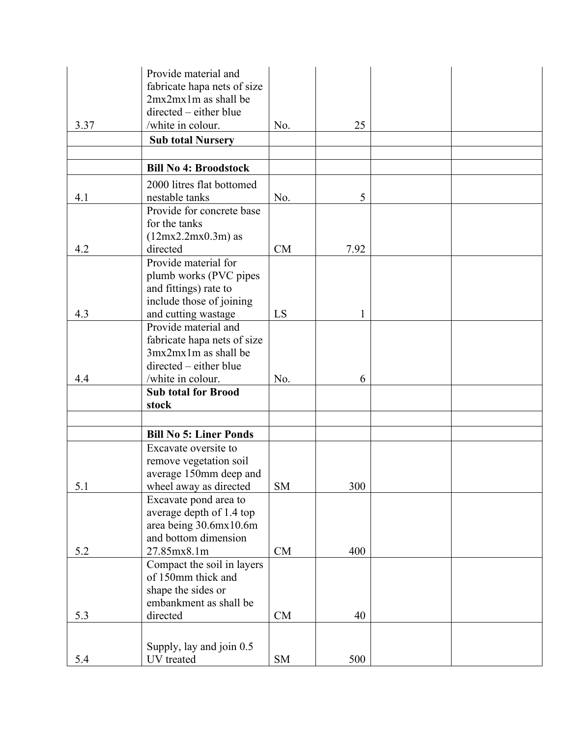| | | | | | |
|---|---|---|---|---|---|
| 3.37 | Provide material and fabricate hapa nets of size 2mx2mx1m as shall be directed – either blue /white in colour. | No. | 25 | | |
| | **Sub total Nursery** | | | | |
| | | | | | |
| | **Bill No 4: Broodstock** | | | | |
| 4.1 | 2000 litres flat bottomed nestable tanks | No. | 5 | | |
| 4.2 | Provide for concrete base for the tanks (12mx2.2mx0.3m) as directed | CM | 7.92 | | |
| 4.3 | Provide material for plumb works (PVC pipes and fittings) rate to include those of joining and cutting wastage | LS | 1 | | |
| 4.4 | Provide material and fabricate hapa nets of size 3mx2mx1m as shall be directed – either blue /white in colour. | No. | 6 | | |
| | **Sub total for Brood stock** | | | | |
| | | | | | |
| | **Bill No 5: Liner Ponds** | | | | |
| 5.1 | Excavate oversite to remove vegetation soil average 150mm deep and wheel away as directed | SM | 300 | | |
| 5.2 | Excavate pond area to average depth of 1.4 top area being 30.6mx10.6m and bottom dimension 27.85mx8.1m | CM | 400 | | |
| 5.3 | Compact the soil in layers of 150mm thick and shape the sides or embankment as shall be directed | CM | 40 | | |
| 5.4 | Supply, lay and join 0.5 UV treated | SM | 500 | | |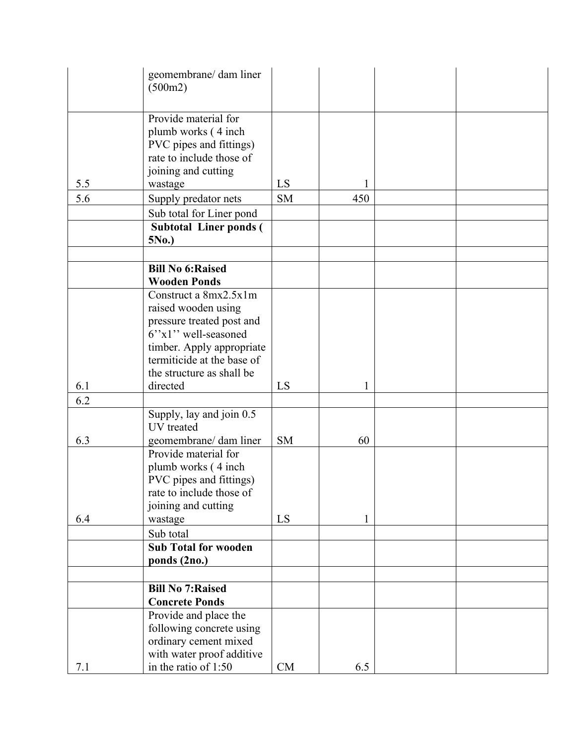| | | | | | |
|---|---|---|---|---|---|
| | geomembrane/ dam liner (500m2) | | | | |
| 5.5 | Provide material for plumb works ( 4 inch PVC pipes and fittings) rate to include those of joining and cutting wastage | LS | 1 | | |
| 5.6 | Supply predator nets | SM | 450 | | |
| | Sub total for Liner pond | | | | |
| | **Subtotal Liner ponds ( 5No.)** | | | | |
| | | | | | |
| | **Bill No 6:Raised Wooden Ponds** | | | | |
| 6.1 | Construct a 8mx2.5x1m raised wooden using pressure treated post and 6''x1'' well-seasoned timber. Apply appropriate termiticide at the base of the structure as shall be directed | LS | 1 | | |
| 6.2 | | | | | |
| 6.3 | Supply, lay and join 0.5 UV treated geomembrane/ dam liner | SM | 60 | | |
| 6.4 | Provide material for plumb works ( 4 inch PVC pipes and fittings) rate to include those of joining and cutting wastage | LS | 1 | | |
| | Sub total | | | | |
| | **Sub Total for wooden ponds (2no.)** | | | | |
| | | | | | |
| | **Bill No 7:Raised Concrete Ponds** | | | | |
| 7.1 | Provide and place the following concrete using ordinary cement mixed with water proof additive in the ratio of 1:50 | CM | 6.5 | | |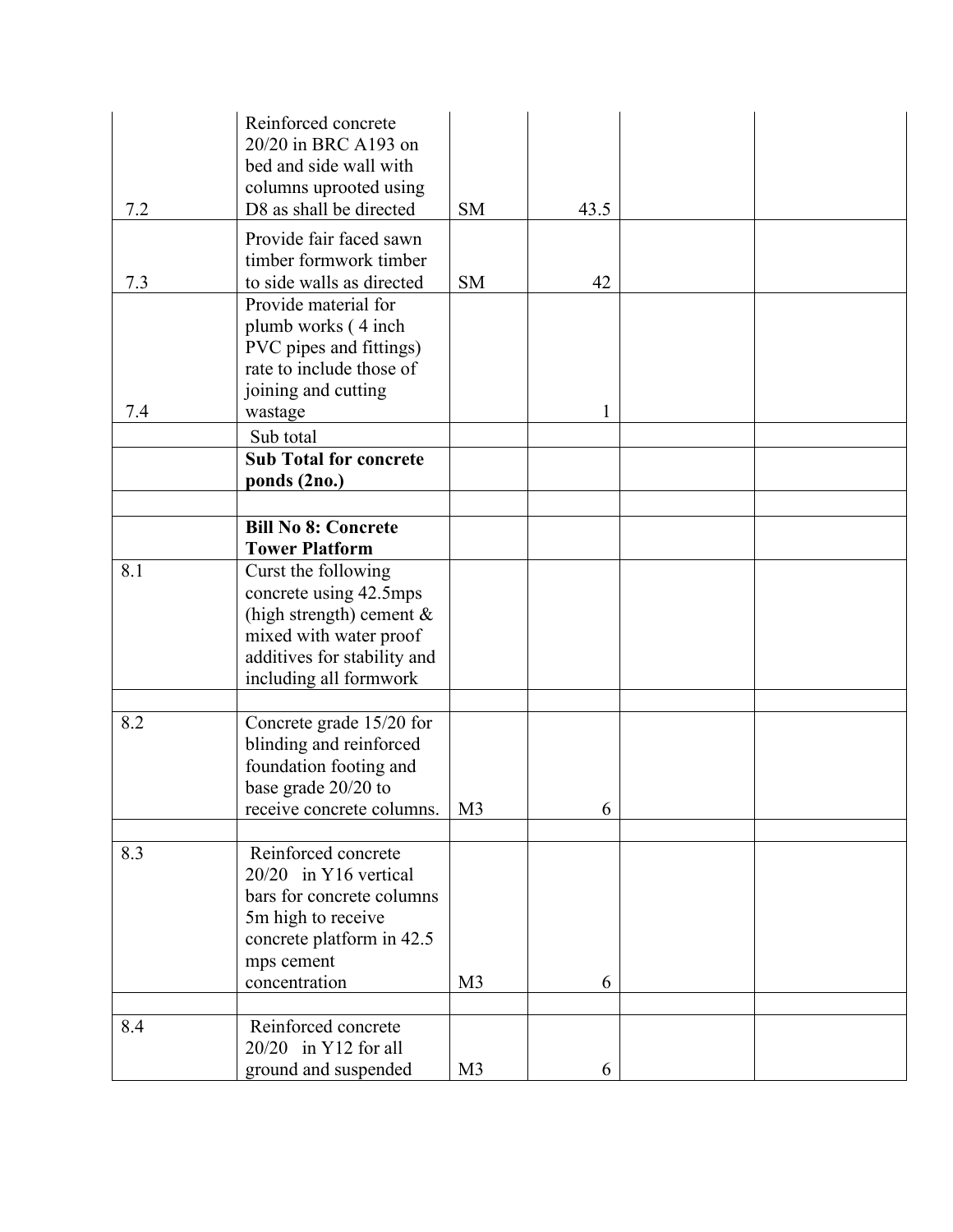| | | | | | |
|---|---|---|---|---|---|
| 7.2 | Reinforced concrete 20/20 in BRC A193 on bed and side wall with columns uprooted using D8 as shall be directed | SM | 43.5 | | |
| 7.3 | Provide fair faced sawn timber formwork timber to side walls as directed | SM | 42 | | |
| 7.4 | Provide material for plumb works ( 4 inch PVC pipes and fittings) rate to include those of joining and cutting wastage | | 1 | | |
| | Sub total | | | | |
| | **Sub Total for concrete ponds (2no.)** | | | | |
| | | | | | |
| | **Bill No 8: Concrete Tower Platform** | | | | |
| 8.1 | Curst the following concrete using 42.5mps (high strength) cement & mixed with water proof additives for stability and including all formwork | | | | |
| | | | | | |
| 8.2 | Concrete grade 15/20 for blinding and reinforced foundation footing and base grade 20/20 to receive concrete columns. | M3 | 6 | | |
| | | | | | |
| 8.3 | Reinforced concrete 20/20 in Y16 vertical bars for concrete columns 5m high to receive concrete platform in 42.5 mps cement concentration | M3 | 6 | | |
| | | | | | |
| 8.4 | Reinforced concrete 20/20 in Y12 for all ground and suspended | M3 | 6 | | |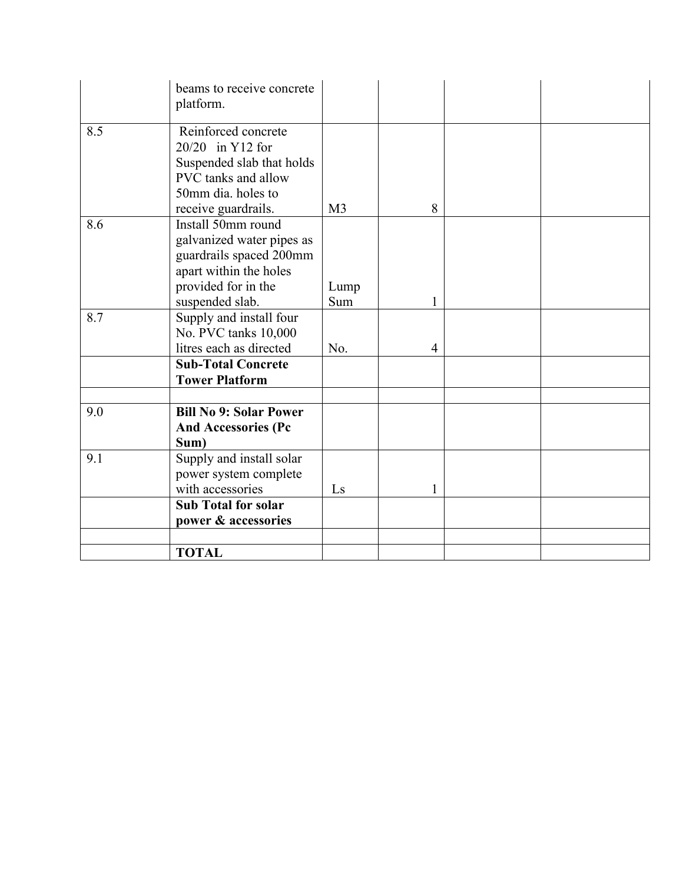| | | | | | |
|---|---|---|---|---|---|
| | beams to receive concrete platform. | | | | |
| 8.5 | Reinforced concrete 20/20 in Y12 for Suspended slab that holds PVC tanks and allow 50mm dia. holes to receive guardrails. | M3 | 8 | | |
| 8.6 | Install 50mm round galvanized water pipes as guardrails spaced 200mm apart within the holes provided for in the suspended slab. | Lump Sum | 1 | | |
| 8.7 | Supply and install four No. PVC tanks 10,000 litres each as directed | No. | 4 | | |
| | **Sub-Total Concrete Tower Platform** | | | | |
| | | | | | |
| 9.0 | **Bill No 9: Solar Power And Accessories (Pc Sum)** | | | | |
| 9.1 | Supply and install solar power system complete with accessories | Ls | 1 | | |
| | **Sub Total for solar power & accessories** | | | | |
| | | | | | |
| | **TOTAL** | | | | |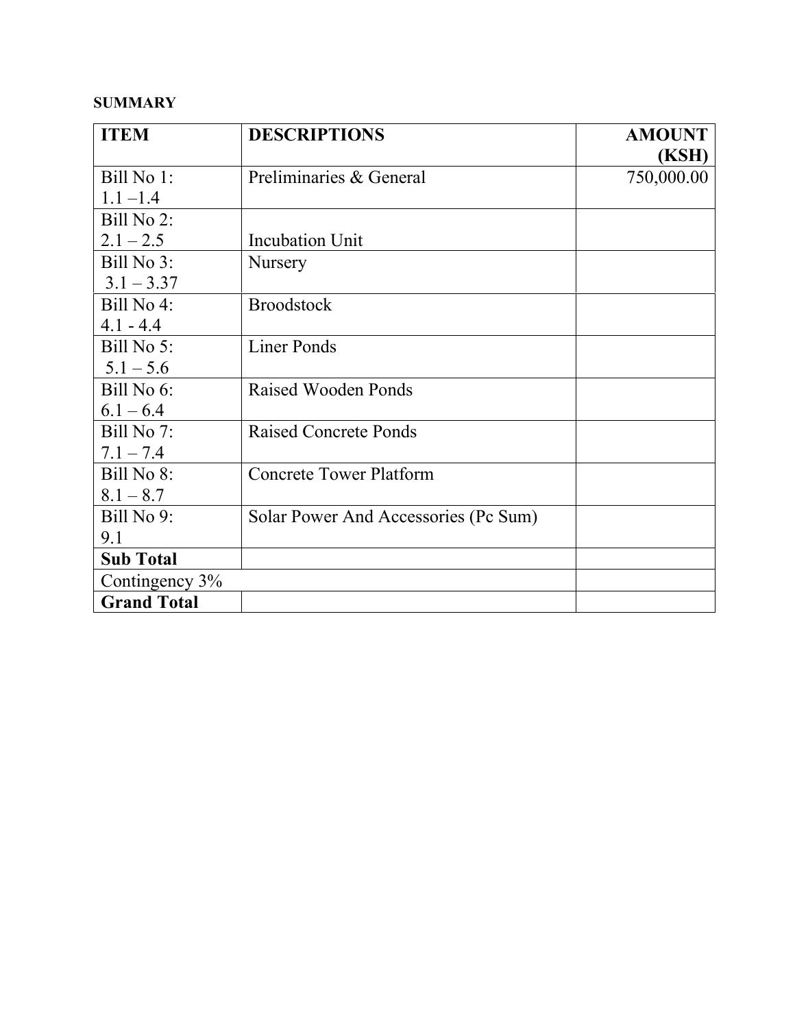**SUMMARY**

| ITEM | DESCRIPTIONS | AMOUNT (KSH) |
|---|---|---|
| Bill No 1: 1.1 –1.4 | Preliminaries & General | 750,000.00 |
| Bill No 2: 2.1 – 2.5 | Incubation Unit | |
| Bill No 3: 3.1 – 3.37 | Nursery | |
| Bill No 4: 4.1 - 4.4 | Broodstock | |
| Bill No 5: 5.1 – 5.6 | Liner Ponds | |
| Bill No 6: 6.1 – 6.4 | Raised Wooden Ponds | |
| Bill No 7: 7.1 – 7.4 | Raised Concrete Ponds | |
| Bill No 8: 8.1 – 8.7 | Concrete Tower Platform | |
| Bill No 9: 9.1 | Solar Power And Accessories (Pc Sum) | |
| **Sub Total** | | |
| Contingency 3% | | |
| **Grand Total** | | |